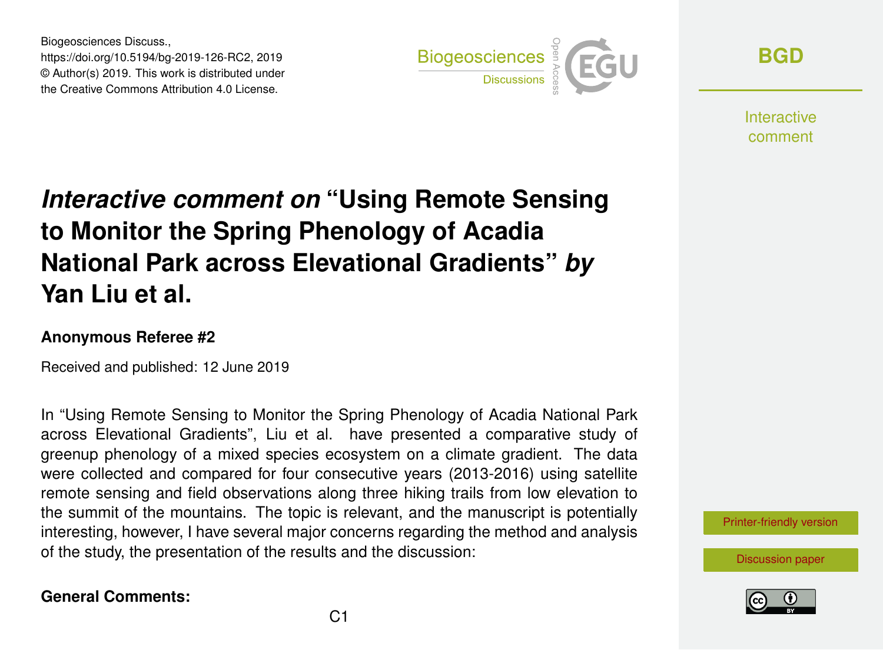Biogeosciences Discuss.,
https://doi.org/10.5194/bg-2019-126-RC2, 2019
© Author(s) 2019. This work is distributed under
the Creative Commons Attribution 4.0 License.

# *Interactive comment on* "Using Remote Sensing to Monitor the Spring Phenology of Acadia National Park across Elevational Gradients" *by* Yan Liu et al.

**Anonymous Referee #2**

Received and published: 12 June 2019

In "Using Remote Sensing to Monitor the Spring Phenology of Acadia National Park across Elevational Gradients", Liu et al. have presented a comparative study of greenup phenology of a mixed species ecosystem on a climate gradient. The data were collected and compared for four consecutive years (2013-2016) using satellite remote sensing and field observations along three hiking trails from low elevation to the summit of the mountains. The topic is relevant, and the manuscript is potentially interesting, however, I have several major concerns regarding the method and analysis of the study, the presentation of the results and the discussion:

**General Comments:**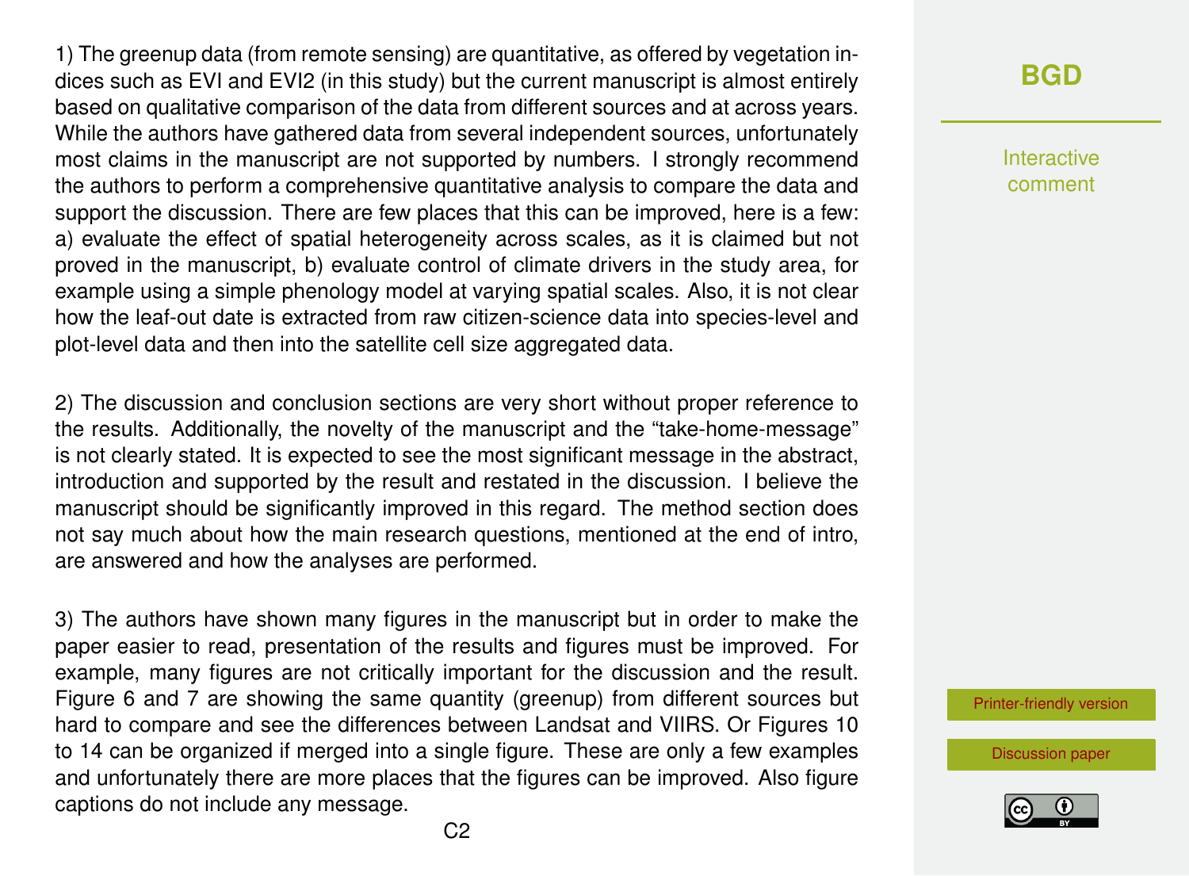1) The greenup data (from remote sensing) are quantitative, as offered by vegetation indices such as EVI and EVI2 (in this study) but the current manuscript is almost entirely based on qualitative comparison of the data from different sources and at across years. While the authors have gathered data from several independent sources, unfortunately most claims in the manuscript are not supported by numbers. I strongly recommend the authors to perform a comprehensive quantitative analysis to compare the data and support the discussion. There are few places that this can be improved, here is a few: a) evaluate the effect of spatial heterogeneity across scales, as it is claimed but not proved in the manuscript, b) evaluate control of climate drivers in the study area, for example using a simple phenology model at varying spatial scales. Also, it is not clear how the leaf-out date is extracted from raw citizen-science data into species-level and plot-level data and then into the satellite cell size aggregated data.

2) The discussion and conclusion sections are very short without proper reference to the results. Additionally, the novelty of the manuscript and the "take-home-message" is not clearly stated. It is expected to see the most significant message in the abstract, introduction and supported by the result and restated in the discussion. I believe the manuscript should be significantly improved in this regard. The method section does not say much about how the main research questions, mentioned at the end of intro, are answered and how the analyses are performed.

3) The authors have shown many figures in the manuscript but in order to make the paper easier to read, presentation of the results and figures must be improved. For example, many figures are not critically important for the discussion and the result. Figure 6 and 7 are showing the same quantity (greenup) from different sources but hard to compare and see the differences between Landsat and VIIRS. Or Figures 10 to 14 can be organized if merged into a single figure. These are only a few examples and unfortunately there are more places that the figures can be improved. Also figure captions do not include any message.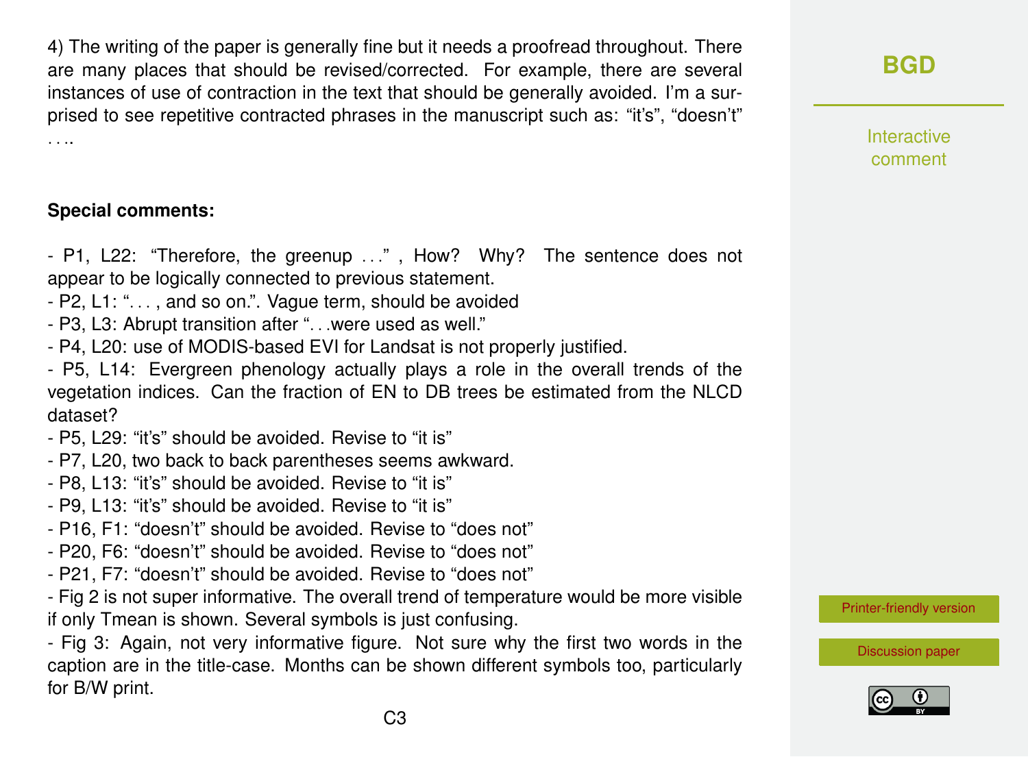4) The writing of the paper is generally fine but it needs a proofread throughout. There are many places that should be revised/corrected. For example, there are several instances of use of contraction in the text that should be generally avoided. I'm a surprised to see repetitive contracted phrases in the manuscript such as: "it's", "doesn't" . . ..

**Special comments:**

- P1, L22: "Therefore, the greenup . . ." , How? Why? The sentence does not appear to be logically connected to previous statement.
- P2, L1: ". . . , and so on.". Vague term, should be avoided
- P3, L3: Abrupt transition after ". . .were used as well."
- P4, L20: use of MODIS-based EVI for Landsat is not properly justified.
- P5, L14: Evergreen phenology actually plays a role in the overall trends of the vegetation indices. Can the fraction of EN to DB trees be estimated from the NLCD dataset?
- P5, L29: "it's" should be avoided. Revise to "it is"
- P7, L20, two back to back parentheses seems awkward.
- P8, L13: "it's" should be avoided. Revise to "it is"
- P9, L13: "it's" should be avoided. Revise to "it is"
- P16, F1: "doesn't" should be avoided. Revise to "does not"
- P20, F6: "doesn't" should be avoided. Revise to "does not"
- P21, F7: "doesn't" should be avoided. Revise to "does not"
- Fig 2 is not super informative. The overall trend of temperature would be more visible if only Tmean is shown. Several symbols is just confusing.
- Fig 3: Again, not very informative figure. Not sure why the first two words in the caption are in the title-case. Months can be shown different symbols too, particularly for B/W print.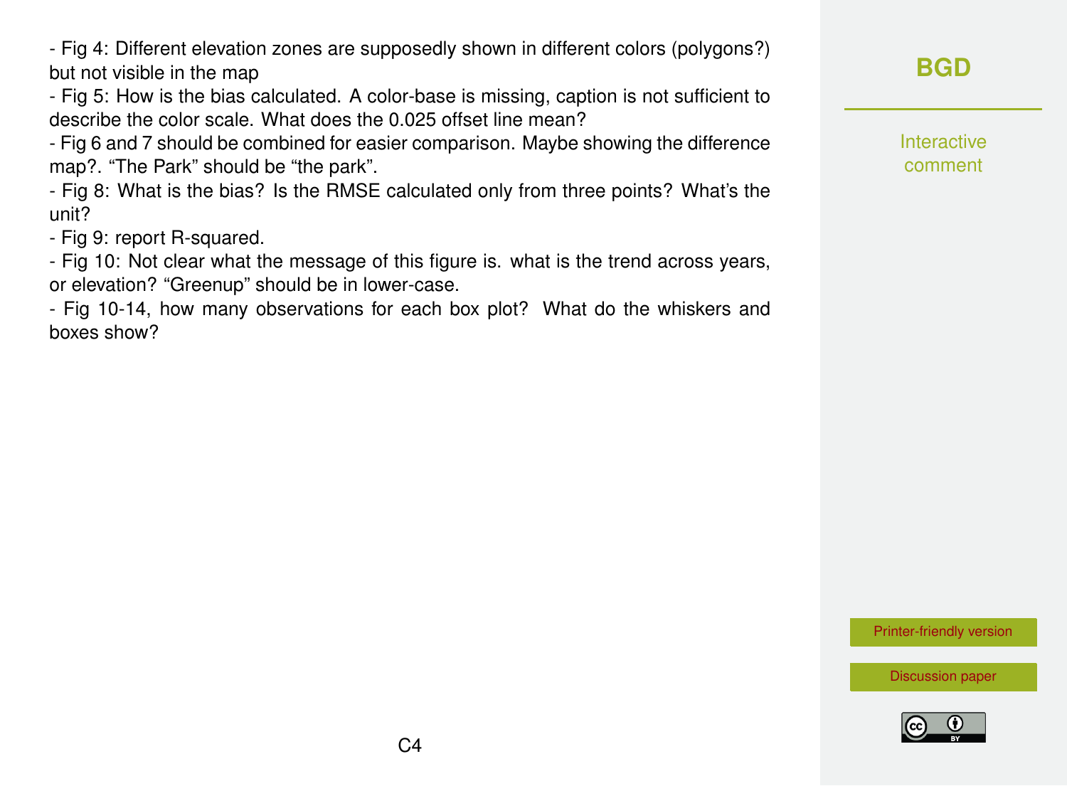- Fig 4: Different elevation zones are supposedly shown in different colors (polygons?) but not visible in the map
- Fig 5: How is the bias calculated. A color-base is missing, caption is not sufficient to describe the color scale. What does the 0.025 offset line mean?
- Fig 6 and 7 should be combined for easier comparison. Maybe showing the difference map?. "The Park" should be "the park".
- Fig 8: What is the bias? Is the RMSE calculated only from three points? What's the unit?
- Fig 9: report R-squared.
- Fig 10: Not clear what the message of this figure is. what is the trend across years, or elevation? "Greenup" should be in lower-case.
- Fig 10-14, how many observations for each box plot? What do the whiskers and boxes show?